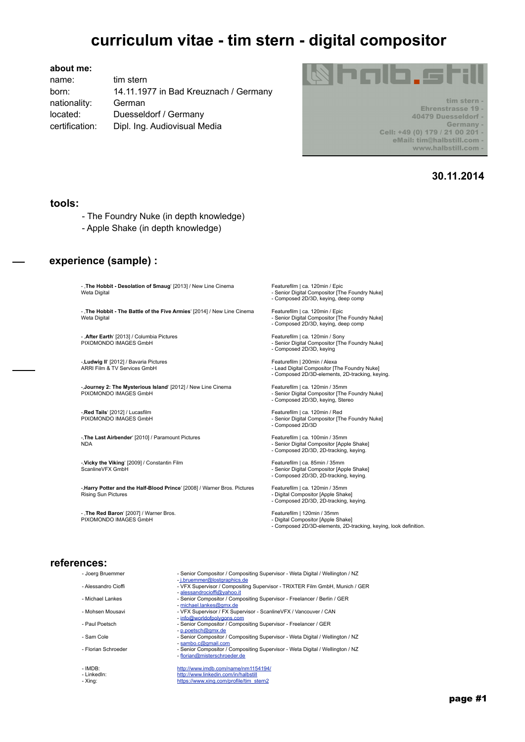# curriculum vitae - tim stern - digital compositor

**about me:**

| | |
|---|---|
| name: | tim stern |
| born: | 14.11.1977 in Bad Kreuznach / Germany |
| nationality: | German |
| located: | Duesseldorf / Germany |
| certification: | Dipl. Ing. Audiovisual Media |

halb.still

tim stern -
Ehrenstrasse 19 -
40479 Duesseldorf -
Germany -
Cell: +49 (0) 179 / 21 00 201 -
eMail: tim@halbstill.com -
www.halbstill.com -

**30.11.2014**

## tools:

- The Foundry Nuke (in depth knowledge)
- Apple Shake (in depth knowledge)

## experience (sample) :

- ‚**The Hobbit - Desolation of Smaug**' [2013] / New Line Cinema
  Weta Digital
  Featurefilm | ca. 120min / Epic
  - Senior Digital Compositor [The Foundry Nuke]
  - Composed 2D/3D, keying, deep comp

- ‚**The Hobbit - The Battle of the Five Armies**' [2014] / New Line Cinema
  Weta Digital
  Featurefilm | ca. 120min / Epic
  - Senior Digital Compositor [The Foundry Nuke]
  - Composed 2D/3D, keying, deep comp

- ‚**After Earth**' [2013] / Columbia Pictures
  PIXOMONDO IMAGES GmbH
  Featurefilm | ca. 120min / Sony
  - Senior Digital Compositor [The Foundry Nuke]
  - Composed 2D/3D, keying

- ‚**Ludwig II**' [2012] / Bavaria Pictures
  ARRI Film & TV Services GmbH
  Featurefilm | 200min / Alexa
  - Lead Digital Compositor [The Foundry Nuke]
  - Composed 2D/3D-elements, 2D-tracking, keying.

- ‚**Journey 2: The Mysterious Island**' [2012] / New Line Cinema
  PIXOMONDO IMAGES GmbH
  Featurefilm | ca. 120min / 35mm
  - Senior Digital Compositor [The Foundry Nuke]
  - Composed 2D/3D, keying, Stereo

- ‚**Red Tails**' [2012] / Lucasfilm
  PIXOMONDO IMAGES GmbH
  Featurefilm | ca. 120min / Red
  - Senior Digital Compositor [The Foundry Nuke]
  - Composed 2D/3D

- ‚**The Last Airbender**' [2010] / Paramount Pictures
  NDA
  Featurefilm | ca. 100min / 35mm
  - Senior Digital Compositor [Apple Shake]
  - Composed 2D/3D, 2D-tracking, keying.

- ‚**Vicky the Viking**' [2009] / Constantin Film
  ScanlineVFX GmbH
  Featurefilm | ca. 85min / 35mm
  - Senior Digital Compositor [Apple Shake]
  - Composed 2D/3D, 2D-tracking, keying.

- ‚**Harry Potter and the Half-Blood Prince**' [2008] / Warner Bros. Pictures
  Rising Sun Pictures
  Featurefilm | ca. 120min / 35mm
  - Digital Compositor [Apple Shake]
  - Composed 2D/3D, 2D-tracking, keying.

- ‚**The Red Baron**' [2007] / Warner Bros.
  PIXOMONDO IMAGES GmbH
  Featurefilm | 120min / 35mm
  - Digital Compositor [Apple Shake]
  - Composed 2D/3D-elements, 2D-tracking, keying, look definition.

## references:

| | |
|---|---|
| - Joerg Bruemmer | - Senior Compositor / Compositing Supervisor - Weta Digital / Wellington / NZ<br>- j.bruemmer@lostgraphics.de |
| - Alessandro Cioffi | - VFX Supervisor / Compositing Supervisor - TRIXTER Film GmbH, Munich / GER<br>- alessandrocioffi@yahoo.it |
| - Michael Lankes | - Senior Compositor / Compositing Supervisor - Freelancer / Berlin / GER<br>- michael.lankes@gmx.de |
| - Mohsen Mousavi | - VFX Supervisor / FX Supervisor - ScanlineVFX / Vancouver / CAN<br>- info@worldofpolygons.com |
| - Paul Poetsch | - Senior Compositor / Compositing Supervisor - Freelancer / GER<br>- p.poetsch@gmx.de |
| - Sam Cole | - Senior Compositor / Compositing Supervisor - Weta Digital / Wellington / NZ<br>- sambo.c@gmail.com |
| - Florian Schroeder | - Senior Compositor / Compositing Supervisor - Weta Digital / Wellington / NZ<br>- florian@misterschroeder.de |

| | |
|---|---|
| - IMDB: | http://www.imdb.com/name/nm1154194/ |
| - LinkedIn: | http://www.linkedin.com/in/halbstill |
| - Xing: | https://www.xing.com/profile/tim_stern2 |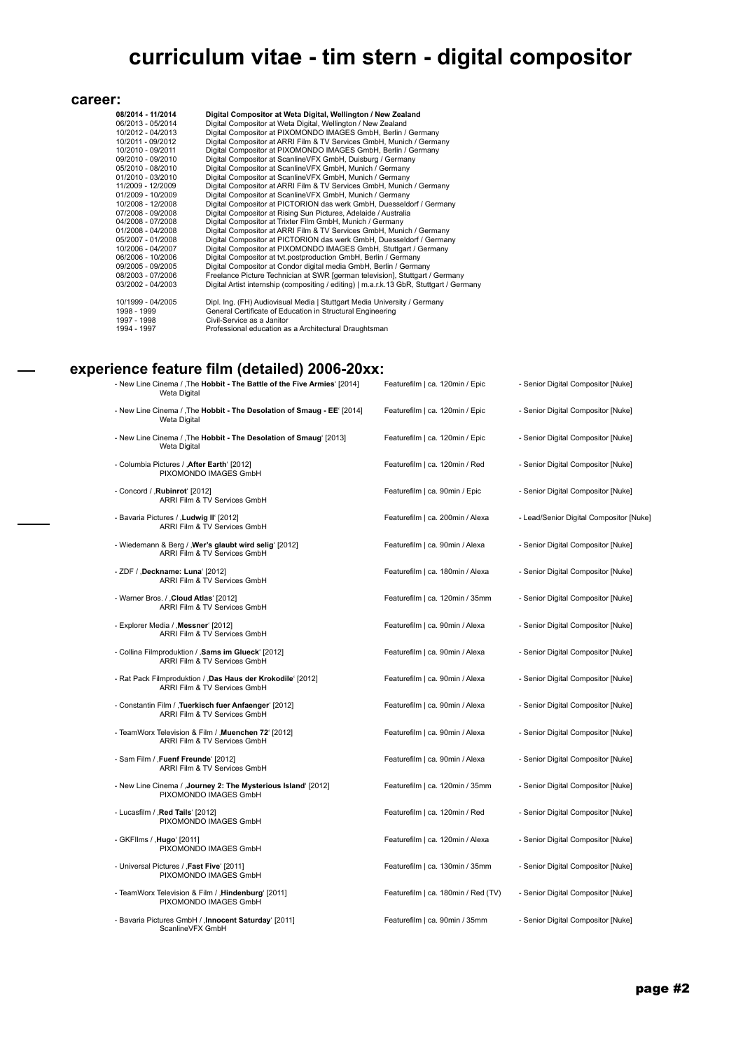# curriculum vitae - tim stern - digital compositor

## career:

| | |
|---|---|
| **08/2014 - 11/2014** | **Digital Compositor at Weta Digital, Wellington / New Zealand** |
| 06/2013 - 05/2014 | Digital Compositor at Weta Digital, Wellington / New Zealand |
| 10/2012 - 04/2013 | Digital Compositor at PIXOMONDO IMAGES GmbH, Berlin / Germany |
| 10/2011 - 09/2012 | Digital Compositor at ARRI Film & TV Services GmbH, Munich / Germany |
| 10/2010 - 09/2011 | Digital Compositor at PIXOMONDO IMAGES GmbH, Berlin / Germany |
| 09/2010 - 09/2010 | Digital Compositor at ScanlineVFX GmbH, Duisburg / Germany |
| 05/2010 - 08/2010 | Digital Compositor at ScanlineVFX GmbH, Munich / Germany |
| 01/2010 - 03/2010 | Digital Compositor at ScanlineVFX GmbH, Munich / Germany |
| 11/2009 - 12/2009 | Digital Compositor at ARRI Film & TV Services GmbH, Munich / Germany |
| 01/2009 - 10/2009 | Digital Compositor at ScanlineVFX GmbH, Munich / Germany |
| 10/2008 - 12/2008 | Digital Compositor at PICTORION das werk GmbH, Duesseldorf / Germany |
| 07/2008 - 09/2008 | Digital Compositor at Rising Sun Pictures, Adelaide / Australia |
| 04/2008 - 07/2008 | Digital Compositor at Trixter Film GmbH, Munich / Germany |
| 01/2008 - 04/2008 | Digital Compositor at ARRI Film & TV Services GmbH, Munich / Germany |
| 05/2007 - 01/2008 | Digital Compositor at PICTORION das werk GmbH, Duesseldorf / Germany |
| 10/2006 - 04/2007 | Digital Compositor at PIXOMONDO IMAGES GmbH, Stuttgart / Germany |
| 06/2006 - 10/2006 | Digital Compositor at tvt.postproduction GmbH, Berlin / Germany |
| 09/2005 - 09/2005 | Digital Compositor at Condor digital media GmbH, Berlin / Germany |
| 08/2003 - 07/2006 | Freelance Picture Technician at SWR [german television], Stuttgart / Germany |
| 03/2002 - 04/2003 | Digital Artist internship (compositing / editing) \| m.a.r.k.13 GbR, Stuttgart / Germany |
| | |
| 10/1999 - 04/2005 | Dipl. Ing. (FH) Audiovisual Media \| Stuttgart Media University / Germany |
| 1998 - 1999 | General Certificate of Education in Structural Engineering |
| 1997 - 1998 | Civil-Service as a Janitor |
| 1994 - 1997 | Professional education as a Architectural Draughtsman |

## experience feature film (detailed) 2006-20xx:

| Production / Title / Company | Format | Role |
|---|---|---|
| - New Line Cinema / 'The **Hobbit - The Battle of the Five Armies**' [2014]<br>Weta Digital | Featurefilm \| ca. 120min / Epic | - Senior Digital Compositor [Nuke] |
| - New Line Cinema / 'The **Hobbit - The Desolation of Smaug - EE**' [2014]<br>Weta Digital | Featurefilm \| ca. 120min / Epic | - Senior Digital Compositor [Nuke] |
| - New Line Cinema / 'The **Hobbit - The Desolation of Smaug**' [2013]<br>Weta Digital | Featurefilm \| ca. 120min / Epic | - Senior Digital Compositor [Nuke] |
| - Columbia Pictures / '**After Earth**' [2012]<br>PIXOMONDO IMAGES GmbH | Featurefilm \| ca. 120min / Red | - Senior Digital Compositor [Nuke] |
| - Concord / '**Rubinrot**' [2012]<br>ARRI Film & TV Services GmbH | Featurefilm \| ca. 90min / Epic | - Senior Digital Compositor [Nuke] |
| - Bavaria Pictures / '**Ludwig II**' [2012]<br>ARRI Film & TV Services GmbH | Featurefilm \| ca. 200min / Alexa | - Lead/Senior Digital Compositor [Nuke] |
| - Wiedemann & Berg / '**Wer's glaubt wird selig**' [2012]<br>ARRI Film & TV Services GmbH | Featurefilm \| ca. 90min / Alexa | - Senior Digital Compositor [Nuke] |
| - ZDF / '**Deckname: Luna**' [2012]<br>ARRI Film & TV Services GmbH | Featurefilm \| ca. 180min / Alexa | - Senior Digital Compositor [Nuke] |
| - Warner Bros. / '**Cloud Atlas**' [2012]<br>ARRI Film & TV Services GmbH | Featurefilm \| ca. 120min / 35mm | - Senior Digital Compositor [Nuke] |
| - Explorer Media / '**Messner**' [2012]<br>ARRI Film & TV Services GmbH | Featurefilm \| ca. 90min / Alexa | - Senior Digital Compositor [Nuke] |
| - Collina Filmproduktion / '**Sams im Glueck**' [2012]<br>ARRI Film & TV Services GmbH | Featurefilm \| ca. 90min / Alexa | - Senior Digital Compositor [Nuke] |
| - Rat Pack Filmproduktion / '**Das Haus der Krokodile**' [2012]<br>ARRI Film & TV Services GmbH | Featurefilm \| ca. 90min / Alexa | - Senior Digital Compositor [Nuke] |
| - Constantin Film / '**Tuerkisch fuer Anfaenger**' [2012]<br>ARRI Film & TV Services GmbH | Featurefilm \| ca. 90min / Alexa | - Senior Digital Compositor [Nuke] |
| - TeamWorx Television & Film / '**Muenchen 72**' [2012]<br>ARRI Film & TV Services GmbH | Featurefilm \| ca. 90min / Alexa | - Senior Digital Compositor [Nuke] |
| - Sam Film / '**Fuenf Freunde**' [2012]<br>ARRI Film & TV Services GmbH | Featurefilm \| ca. 90min / Alexa | - Senior Digital Compositor [Nuke] |
| - New Line Cinema / '**Journey 2: The Mysterious Island**' [2012]<br>PIXOMONDO IMAGES GmbH | Featurefilm \| ca. 120min / 35mm | - Senior Digital Compositor [Nuke] |
| - Lucasfilm / '**Red Tails**' [2012]<br>PIXOMONDO IMAGES GmbH | Featurefilm \| ca. 120min / Red | - Senior Digital Compositor [Nuke] |
| - GKFIlms / '**Hugo**' [2011]<br>PIXOMONDO IMAGES GmbH | Featurefilm \| ca. 120min / Alexa | - Senior Digital Compositor [Nuke] |
| - Universal Pictures / '**Fast Five**' [2011]<br>PIXOMONDO IMAGES GmbH | Featurefilm \| ca. 130min / 35mm | - Senior Digital Compositor [Nuke] |
| - TeamWorx Television & Film / '**Hindenburg**' [2011]<br>PIXOMONDO IMAGES GmbH | Featurefilm \| ca. 180min / Red (TV) | - Senior Digital Compositor [Nuke] |
| - Bavaria Pictures GmbH / '**Innocent Saturday**' [2011]<br>ScanlineVFX GmbH | Featurefilm \| ca. 90min / 35mm | - Senior Digital Compositor [Nuke] |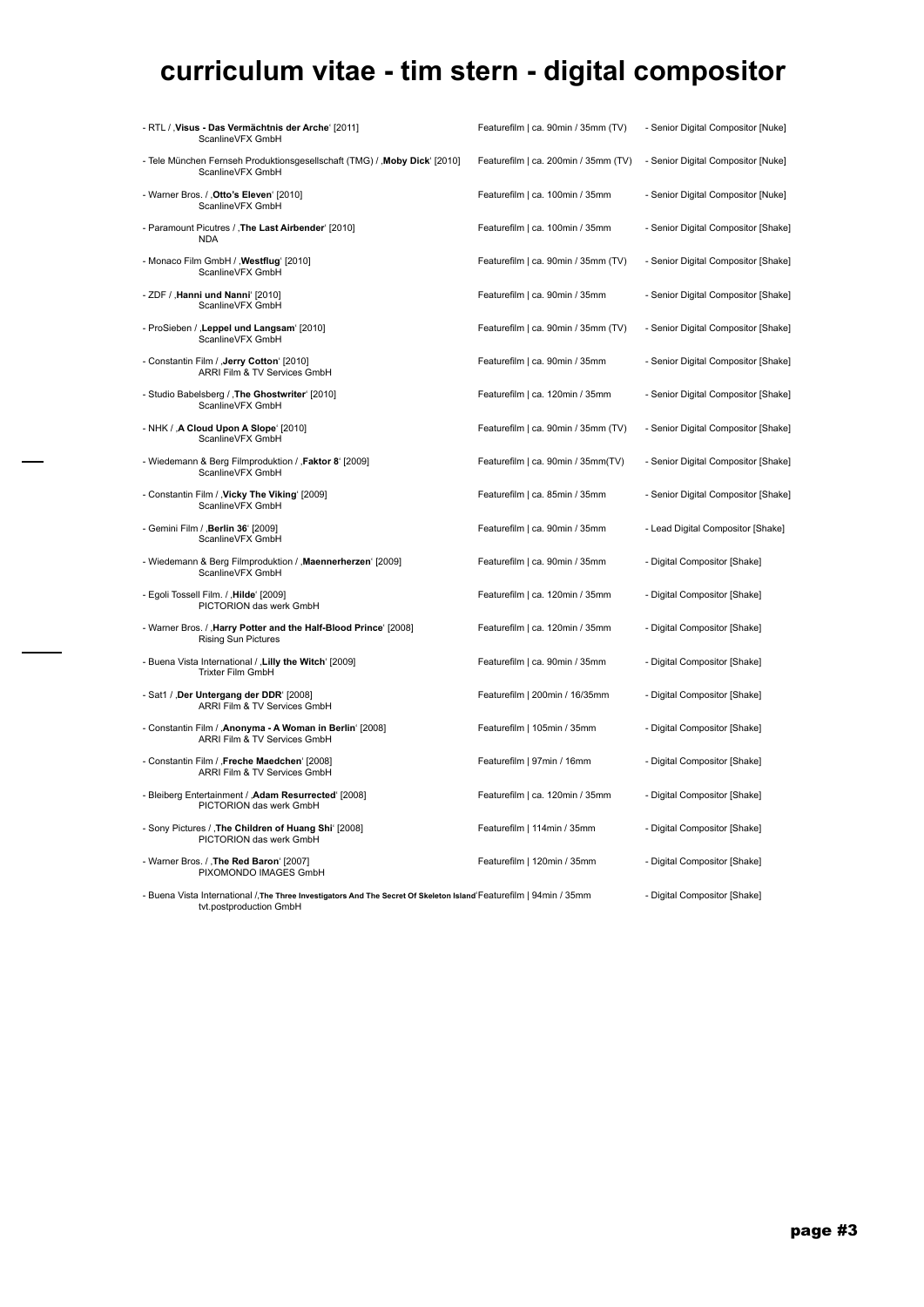# curriculum vitae - tim stern - digital compositor

- RTL / ‚**Visus - Das Vermächtnis der Arche**' [2011] — Featurefilm | ca. 90min / 35mm (TV) — Senior Digital Compositor [Nuke]
  ScanlineVFX GmbH
- Tele München Fernseh Produktionsgesellschaft (TMG) / ‚**Moby Dick**' [2010] — Featurefilm | ca. 200min / 35mm (TV) — Senior Digital Compositor [Nuke]
  ScanlineVFX GmbH
- Warner Bros. / ‚**Otto's Eleven**' [2010] — Featurefilm | ca. 100min / 35mm — Senior Digital Compositor [Nuke]
  ScanlineVFX GmbH
- Paramount Picutres / ‚**The Last Airbender**' [2010] — Featurefilm | ca. 100min / 35mm — Senior Digital Compositor [Shake]
  NDA
- Monaco Film GmbH / ‚**Westflug**' [2010] — Featurefilm | ca. 90min / 35mm (TV) — Senior Digital Compositor [Shake]
  ScanlineVFX GmbH
- ZDF / ‚**Hanni und Nanni**' [2010] — Featurefilm | ca. 90min / 35mm — Senior Digital Compositor [Shake]
  ScanlineVFX GmbH
- ProSieben / ‚**Leppel und Langsam**' [2010] — Featurefilm | ca. 90min / 35mm (TV) — Senior Digital Compositor [Shake]
  ScanlineVFX GmbH
- Constantin Film / ‚**Jerry Cotton**' [2010] — Featurefilm | ca. 90min / 35mm — Senior Digital Compositor [Shake]
  ARRI Film & TV Services GmbH
- Studio Babelsberg / ‚**The Ghostwriter**' [2010] — Featurefilm | ca. 120min / 35mm — Senior Digital Compositor [Shake]
  ScanlineVFX GmbH
- NHK / ‚**A Cloud Upon A Slope**' [2010] — Featurefilm | ca. 90min / 35mm (TV) — Senior Digital Compositor [Shake]
  ScanlineVFX GmbH
- Wiedemann & Berg Filmproduktion / ‚**Faktor 8**' [2009] — Featurefilm | ca. 90min / 35mm(TV) — Senior Digital Compositor [Shake]
  ScanlineVFX GmbH
- Constantin Film / ‚**Vicky The Viking**' [2009] — Featurefilm | ca. 85min / 35mm — Senior Digital Compositor [Shake]
  ScanlineVFX GmbH
- Gemini Film / ‚**Berlin 36**' [2009] — Featurefilm | ca. 90min / 35mm — Lead Digital Compositor [Shake]
  ScanlineVFX GmbH
- Wiedemann & Berg Filmproduktion / ‚**Maennerherzen**' [2009] — Featurefilm | ca. 90min / 35mm — Digital Compositor [Shake]
  ScanlineVFX GmbH
- Egoli Tossell Film. / ‚**Hilde**' [2009] — Featurefilm | ca. 120min / 35mm — Digital Compositor [Shake]
  PICTORION das werk GmbH
- Warner Bros. / ‚**Harry Potter and the Half-Blood Prince**' [2008] — Featurefilm | ca. 120min / 35mm — Digital Compositor [Shake]
  Rising Sun Pictures
- Buena Vista International / ‚**Lilly the Witch**' [2009] — Featurefilm | ca. 90min / 35mm — Digital Compositor [Shake]
  Trixter Film GmbH
- Sat1 / ‚**Der Untergang der DDR**' [2008] — Featurefilm | 200min / 16/35mm — Digital Compositor [Shake]
  ARRI Film & TV Services GmbH
- Constantin Film / ‚**Anonyma - A Woman in Berlin**' [2008] — Featurefilm | 105min / 35mm — Digital Compositor [Shake]
  ARRI Film & TV Services GmbH
- Constantin Film / ‚**Freche Maedchen**' [2008] — Featurefilm | 97min / 16mm — Digital Compositor [Shake]
  ARRI Film & TV Services GmbH
- Bleiberg Entertainment / ‚**Adam Resurrected**' [2008] — Featurefilm | ca. 120min / 35mm — Digital Compositor [Shake]
  PICTORION das werk GmbH
- Sony Pictures / ‚**The Children of Huang Shi**' [2008] — Featurefilm | 114min / 35mm — Digital Compositor [Shake]
  PICTORION das werk GmbH
- Warner Bros. / ‚**The Red Baron**' [2007] — Featurefilm | 120min / 35mm — Digital Compositor [Shake]
  PIXOMONDO IMAGES GmbH
- Buena Vista International /‚**The Three Investigators And The Secret Of Skeleton Island**' — Featurefilm | 94min / 35mm — Digital Compositor [Shake]
  tvt.postproduction GmbH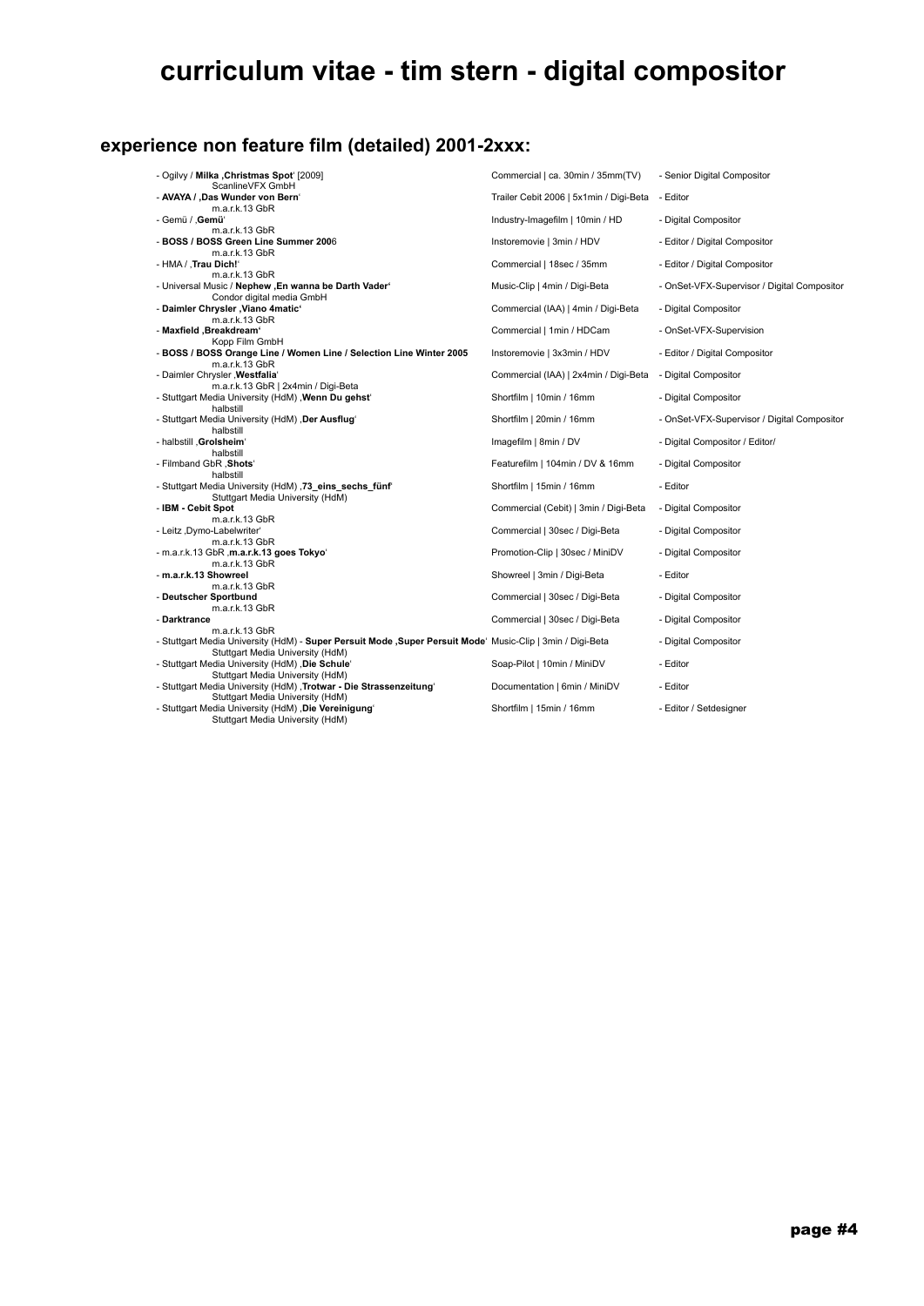# curriculum vitae - tim stern - digital compositor

## experience non feature film (detailed) 2001-2xxx:

| | | |
|---|---|---|
| - Ogilvy / **Milka ‚Christmas Spot**' [2009]<br>ScanlineVFX GmbH | Commercial \| ca. 30min / 35mm(TV) | - Senior Digital Compositor |
| - **AVAYA / ‚Das Wunder von Bern**'<br>m.a.r.k.13 GbR | Trailer Cebit 2006 \| 5x1min / Digi-Beta | - Editor |
| - Gemü / ‚**Gemü**'<br>m.a.r.k.13 GbR | Industry-Imagefilm \| 10min / HD | - Digital Compositor |
| - **BOSS / BOSS Green Line Summer 200**6<br>m.a.r.k.13 GbR | Instoremovie \| 3min / HDV | - Editor / Digital Compositor |
| - HMA / ‚**Trau Dich!**'<br>m.a.r.k.13 GbR | Commercial \| 18sec / 35mm | - Editor / Digital Compositor |
| - Universal Music / **Nephew ‚En wanna be Darth Vader**'<br>Condor digital media GmbH | Music-Clip \| 4min / Digi-Beta | - OnSet-VFX-Supervisor / Digital Compositor |
| - **Daimler Chrysler ‚Viano 4matic**'<br>m.a.r.k.13 GbR | Commercial (IAA) \| 4min / Digi-Beta | - Digital Compositor |
| - **Maxfield ‚Breakdream**'<br>Kopp Film GmbH | Commercial \| 1min / HDCam | - OnSet-VFX-Supervision |
| - **BOSS / BOSS Orange Line / Women Line / Selection Line Winter 2005**<br>m.a.r.k.13 GbR | Instoremovie \| 3x3min / HDV | - Editor / Digital Compositor |
| - Daimler Chrysler ‚**Westfalia**'<br>m.a.r.k.13 GbR \| 2x4min / Digi-Beta | Commercial (IAA) \| 2x4min / Digi-Beta | - Digital Compositor |
| - Stuttgart Media University (HdM) ‚**Wenn Du gehst**'<br>halbstill | Shortfilm \| 10min / 16mm | - Digital Compositor |
| - Stuttgart Media University (HdM) ‚**Der Ausflug**'<br>halbstill | Shortfilm \| 20min / 16mm | - OnSet-VFX-Supervisor / Digital Compositor |
| - halbstill ‚**Grolsheim**'<br>halbstill | Imagefilm \| 8min / DV | - Digital Compositor / Editor/ |
| - Filmband GbR ‚**Shots**'<br>halbstill | Featurefilm \| 104min / DV & 16mm | - Digital Compositor |
| - Stuttgart Media University (HdM) ‚**73_eins_sechs_fünf**'<br>Stuttgart Media University (HdM) | Shortfilm \| 15min / 16mm | - Editor |
| - **IBM - Cebit Spot**<br>m.a.r.k.13 GbR | Commercial (Cebit) \| 3min / Digi-Beta | - Digital Compositor |
| - Leitz ‚Dymo-Labelwriter'<br>m.a.r.k.13 GbR | Commercial \| 30sec / Digi-Beta | - Digital Compositor |
| - m.a.r.k.13 GbR ‚**m.a.r.k.13 goes Tokyo**'<br>m.a.r.k.13 GbR | Promotion-Clip \| 30sec / MiniDV | - Digital Compositor |
| - **m.a.r.k.13 Showreel**<br>m.a.r.k.13 GbR | Showreel \| 3min / Digi-Beta | - Editor |
| - **Deutscher Sportbund**<br>m.a.r.k.13 GbR | Commercial \| 30sec / Digi-Beta | - Digital Compositor |
| - **Darktrance**<br>m.a.r.k.13 GbR | Commercial \| 30sec / Digi-Beta | - Digital Compositor |
| - Stuttgart Media University (HdM) - **Super Persuit Mode ‚Super Persuit Mode**'<br>Stuttgart Media University (HdM) | Music-Clip \| 3min / Digi-Beta | - Digital Compositor |
| - Stuttgart Media University (HdM) ‚**Die Schule**'<br>Stuttgart Media University (HdM) | Soap-Pilot \| 10min / MiniDV | - Editor |
| - Stuttgart Media University (HdM) ‚**Trotwar - Die Strassenzeitung**'<br>Stuttgart Media University (HdM) | Documentation \| 6min / MiniDV | - Editor |
| - Stuttgart Media University (HdM) ‚**Die Vereinigung**'<br>Stuttgart Media University (HdM) | Shortfilm \| 15min / 16mm | - Editor / Setdesigner |